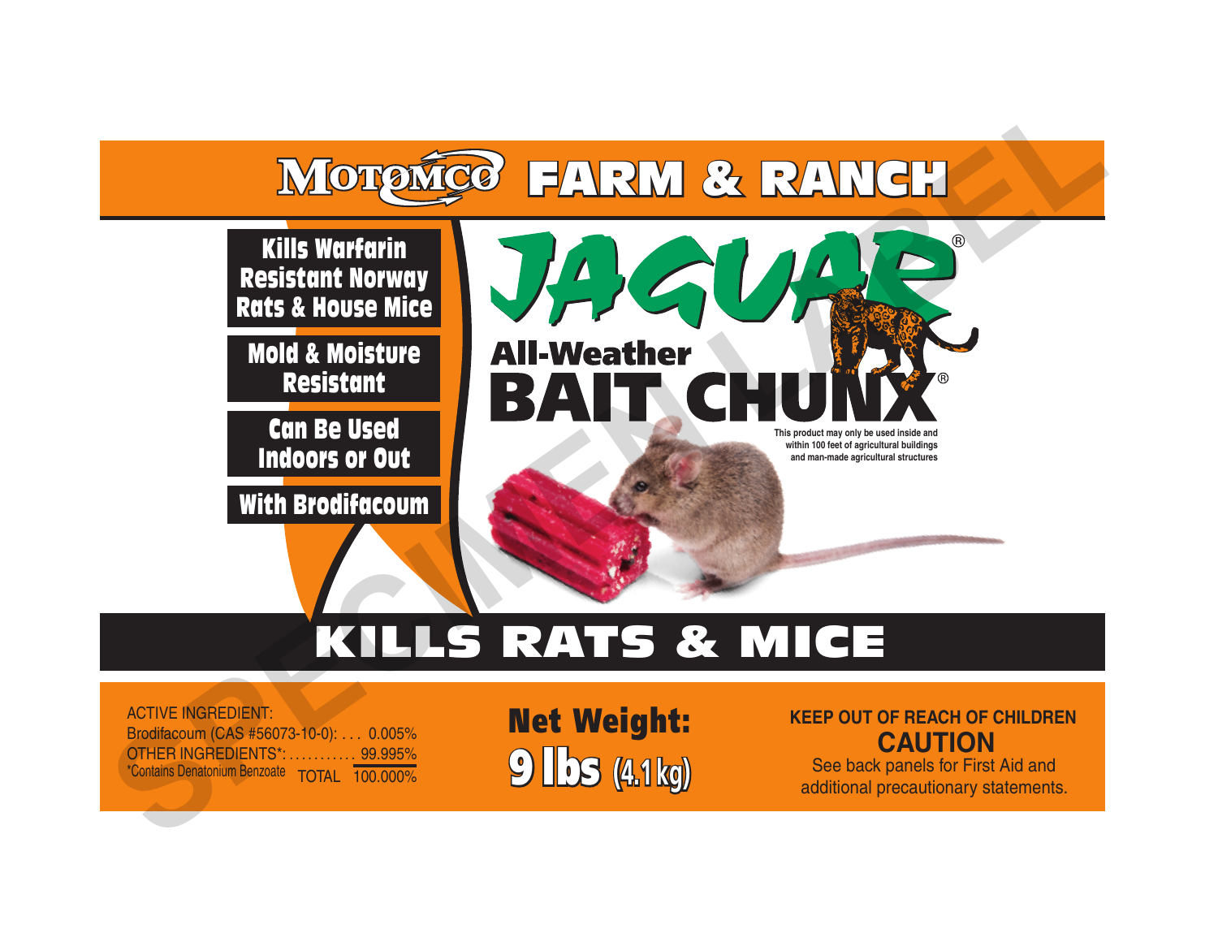# MOTOMCO FARM & RANCH

# JAGUAR®

## All-Weather BAIT CHUNX®

This product may only be used inside and within 100 feet of agricultural buildings and man-made agricultural structures

- Kills Warfarin Resistant Norway Rats & House Mice
- Mold & Moisture Resistant
- Can Be Used Indoors or Out
- With Brodifacoum

# KILLS RATS & MICE

ACTIVE INGREDIENT:

| | |
|---|---|
| Brodifacoum (CAS #56073-10-0): | 0.005% |
| OTHER INGREDIENTS*: | 99.995% |
| TOTAL | 100.000% |

*Contains Denatonium Benzoate

**Net Weight: 9 lbs (4.1 kg)**

**KEEP OUT OF REACH OF CHILDREN**

**CAUTION**

See back panels for First Aid and additional precautionary statements.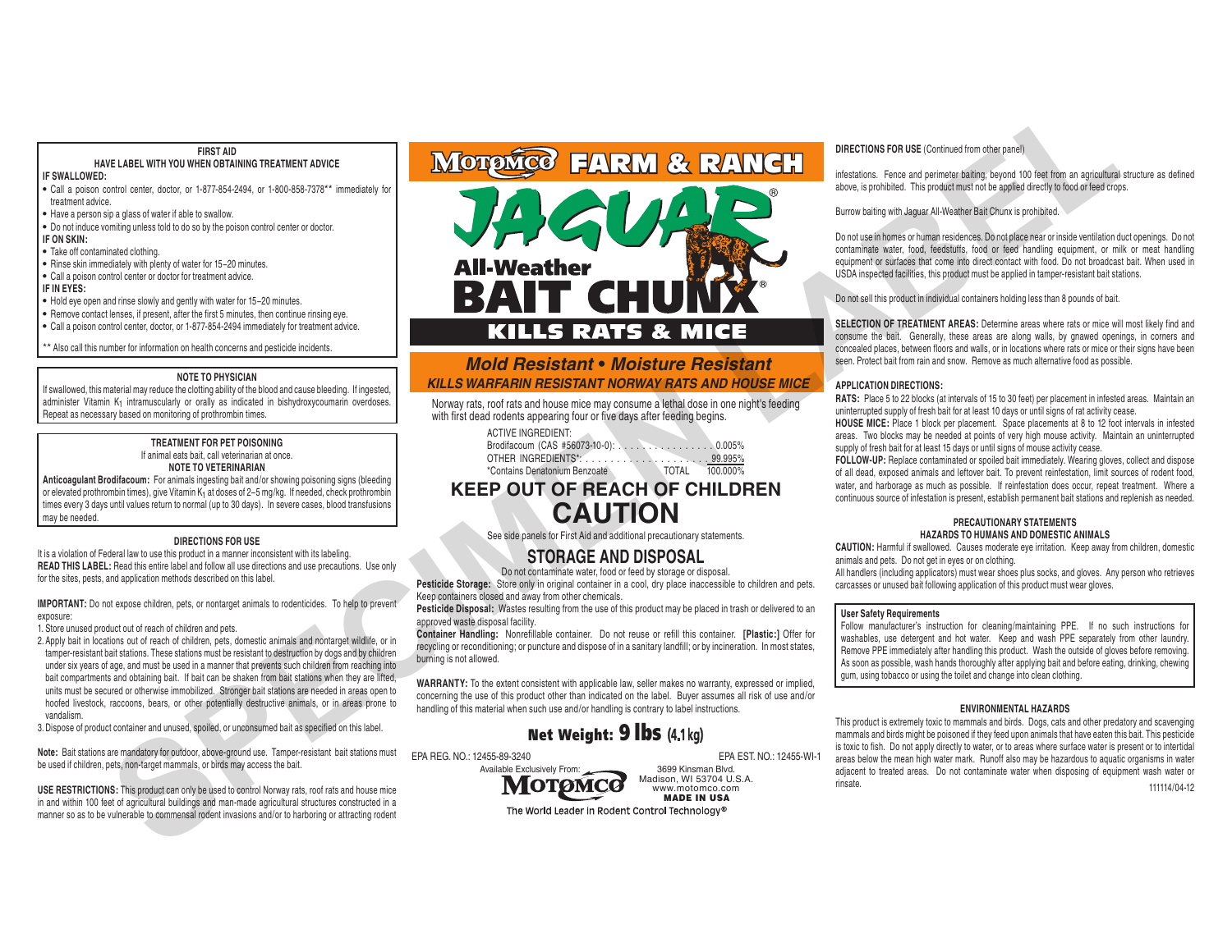## FIRST AID

### HAVE LABEL WITH YOU WHEN OBTAINING TREATMENT ADVICE

**IF SWALLOWED:**

- Call a poison control center, doctor, or 1-877-854-2494, or 1-800-858-7378** immediately for treatment advice.
- Have a person sip a glass of water if able to swallow.
- Do not induce vomiting unless told to do so by the poison control center or doctor.

**IF ON SKIN:**

- Take off contaminated clothing.
- Rinse skin immediately with plenty of water for 15–20 minutes.
- Call a poison control center or doctor for treatment advice.

**IF IN EYES:**

- Hold eye open and rinse slowly and gently with water for 15–20 minutes.
- Remove contact lenses, if present, after the first 5 minutes, then continue rinsing eye.
- Call a poison control center, doctor, or 1-877-854-2494 immediately for treatment advice.

** Also call this number for information on health concerns and pesticide incidents.

### NOTE TO PHYSICIAN

If swallowed, this material may reduce the clotting ability of the blood and cause bleeding. If ingested, administer Vitamin $K_1$ intramuscularly or orally as indicated in bishydroxycoumarin overdoses. Repeat as necessary based on monitoring of prothrombin times.

### TREATMENT FOR PET POISONING

If animal eats bait, call veterinarian at once.

**NOTE TO VETERINARIAN**

**Anticoagulant Brodifacoum:** For animals ingesting bait and/or showing poisoning signs (bleeding or elevated prothrombin times), give Vitamin $K_1$ at doses of 2–5 mg/kg. If needed, check prothrombin times every 3 days until values return to normal (up to 30 days). In severe cases, blood transfusions may be needed.

## DIRECTIONS FOR USE

It is a violation of Federal law to use this product in a manner inconsistent with its labeling.

**READ THIS LABEL:** Read this entire label and follow all use directions and use precautions. Use only for the sites, pests, and application methods described on this label.

**IMPORTANT:** Do not expose children, pets, or nontarget animals to rodenticides. To help to prevent exposure:

1. Store unused product out of reach of children and pets.
2. Apply bait in locations out of reach of children, pets, domestic animals and nontarget wildlife, or in tamper-resistant bait stations. These stations must be resistant to destruction by dogs and by children under six years of age, and must be used in a manner that prevents such children from reaching into bait compartments and obtaining bait. If bait can be shaken from bait stations when they are lifted, units must be secured or otherwise immobilized. Stronger bait stations are needed in areas open to hoofed livestock, raccoons, bears, or other potentially destructive animals, or in areas prone to vandalism.
3. Dispose of product container and unused, spoiled, or unconsumed bait as specified on this label.

**Note:** Bait stations are mandatory for outdoor, above-ground use. Tamper-resistant bait stations must be used if children, pets, non-target mammals, or birds may access the bait.

**USE RESTRICTIONS:** This product can only be used to control Norway rats, roof rats and house mice in and within 100 feet of agricultural buildings and man-made agricultural structures constructed in a manner so as to be vulnerable to commensal rodent invasions and/or to harboring or attracting rodent

# MOTOMCO FARM & RANCH

# JAGUAR®

# All-Weather BAIT CHUNX®

## KILLS RATS & MICE

### *Mold Resistant • Moisture Resistant*

***KILLS WARFARIN RESISTANT NORWAY RATS AND HOUSE MICE***

Norway rats, roof rats and house mice may consume a lethal dose in one night's feeding with first dead rodents appearing four or five days after feeding begins.

| | |
|---|---|
| ACTIVE INGREDIENT: | |
| Brodifacoum (CAS #56073-10-0): | 0.005% |
| OTHER INGREDIENTS*: | 99.995% |
| *Contains Denatonium Benzoate TOTAL | 100.000% |

## KEEP OUT OF REACH OF CHILDREN

## CAUTION

See side panels for First Aid and additional precautionary statements.

## STORAGE AND DISPOSAL

Do not contaminate water, food or feed by storage or disposal.

**Pesticide Storage:** Store only in original container in a cool, dry place inaccessible to children and pets. Keep containers closed and away from other chemicals.

**Pesticide Disposal:** Wastes resulting from the use of this product may be placed in trash or delivered to an approved waste disposal facility.

**Container Handling:** Nonrefillable container. Do not reuse or refill this container. **[Plastic:]** Offer for recycling or reconditioning; or puncture and dispose of in a sanitary landfill; or by incineration. In most states, burning is not allowed.

**WARRANTY:** To the extent consistent with applicable law, seller makes no warranty, expressed or implied, concerning the use of this product other than indicated on the label. Buyer assumes all risk of use and/or handling of this material when such use and/or handling is contrary to label instructions.

**Net Weight: 9 lbs (4.1 kg)**

EPA REG. NO.: 12455-89-3240

EPA EST. NO.: 12455-WI-1

Available Exclusively From: MOTOMCO

3699 Kinsman Blvd.
Madison, WI 53704 U.S.A.
www.motomco.com
**MADE IN USA**

The World Leader in Rodent Control Technology®

**DIRECTIONS FOR USE** (Continued from other panel)

infestations. Fence and perimeter baiting, beyond 100 feet from an agricultural structure as defined above, is prohibited. This product must not be applied directly to food or feed crops.

Burrow baiting with Jaguar All-Weather Bait Chunx is prohibited.

Do not use in homes or human residences. Do not place near or inside ventilation duct openings. Do not contaminate water, food, feedstuffs, food or feed handling equipment, or milk or meat handling equipment or surfaces that come into direct contact with food. Do not broadcast bait. When used in USDA inspected facilities, this product must be applied in tamper-resistant bait stations.

Do not sell this product in individual containers holding less than 8 pounds of bait.

**SELECTION OF TREATMENT AREAS:** Determine areas where rats or mice will most likely find and consume the bait. Generally, these areas are along walls, by gnawed openings, in corners and concealed places, between floors and walls, or in locations where rats or mice or their signs have been seen. Protect bait from rain and snow. Remove as much alternative food as possible.

**APPLICATION DIRECTIONS:**

**RATS:** Place 5 to 22 blocks (at intervals of 15 to 30 feet) per placement in infested areas. Maintain an uninterrupted supply of fresh bait for at least 10 days or until signs of rat activity cease.

**HOUSE MICE:** Place 1 block per placement. Space placements at 8 to 12 foot intervals in infested areas. Two blocks may be needed at points of very high mouse activity. Maintain an uninterrupted supply of fresh bait for at least 15 days or until signs of mouse activity cease.

**FOLLOW-UP:** Replace contaminated or spoiled bait immediately. Wearing gloves, collect and dispose of all dead, exposed animals and leftover bait. To prevent reinfestation, limit sources of rodent food, water, and harborage as much as possible. If reinfestation does occur, repeat treatment. Where a continuous source of infestation is present, establish permanent bait stations and replenish as needed.

## PRECAUTIONARY STATEMENTS

### HAZARDS TO HUMANS AND DOMESTIC ANIMALS

**CAUTION:** Harmful if swallowed. Causes moderate eye irritation. Keep away from children, domestic animals and pets. Do not get in eyes or on clothing.

All handlers (including applicators) must wear shoes plus socks, and gloves. Any person who retrieves carcasses or unused bait following application of this product must wear gloves.

**User Safety Requirements**

Follow manufacturer's instruction for cleaning/maintaining PPE. If no such instructions for washables, use detergent and hot water. Keep and wash PPE separately from other laundry. Remove PPE immediately after handling this product. Wash the outside of gloves before removing. As soon as possible, wash hands thoroughly after applying bait and before eating, drinking, chewing gum, using tobacco or using the toilet and change into clean clothing.

### ENVIRONMENTAL HAZARDS

This product is extremely toxic to mammals and birds. Dogs, cats and other predatory and scavenging mammals and birds might be poisoned if they feed upon animals that have eaten this bait. This pesticide is toxic to fish. Do not apply directly to water, or to areas where surface water is present or to intertidal areas below the mean high water mark. Runoff also may be hazardous to aquatic organisms in water adjacent to treated areas. Do not contaminate water when disposing of equipment wash water or rinsate.

111114/04-12